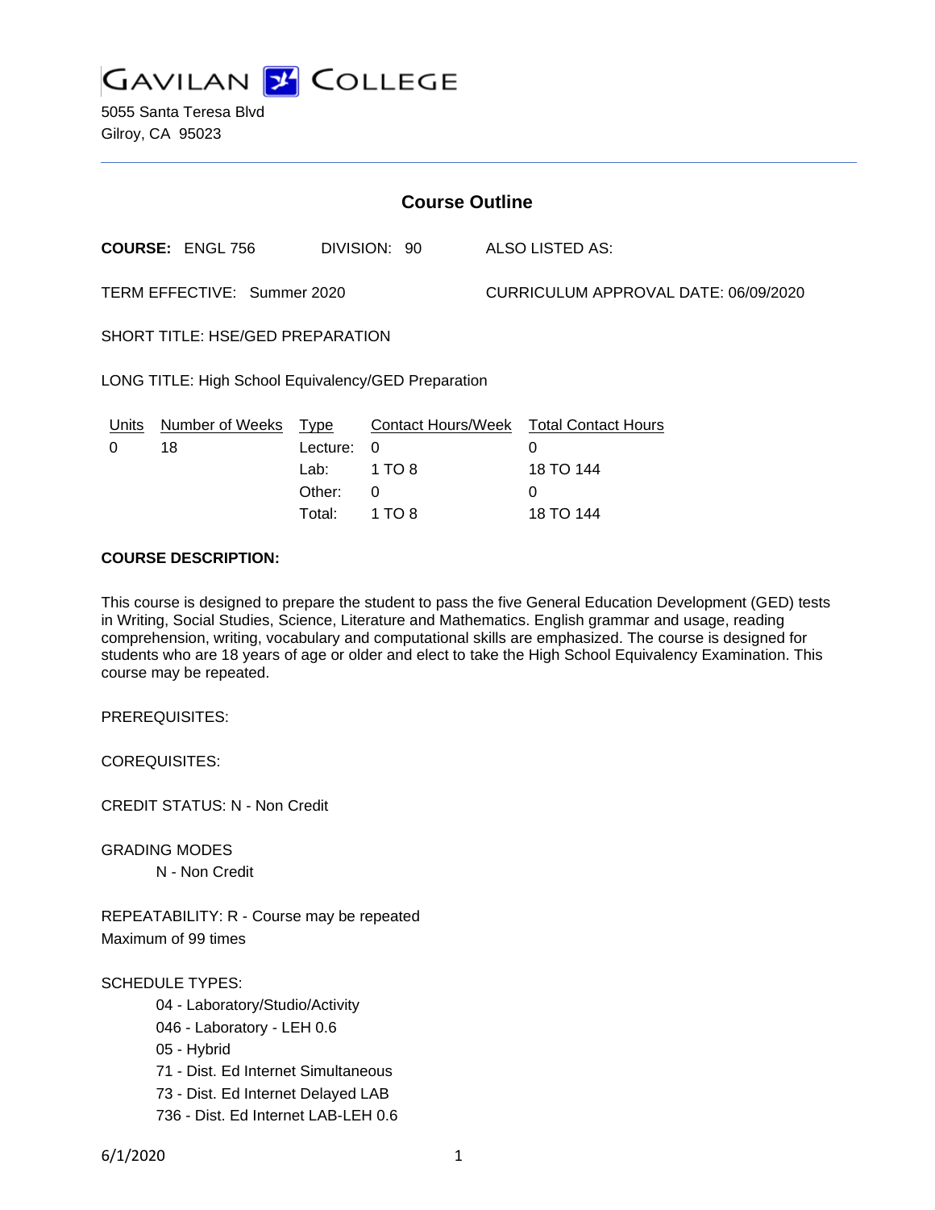GAVILAN COLLEGE

5055 Santa Teresa Blvd
Gilroy, CA 95023

## Course Outline

**COURSE:** ENGL 756 DIVISION: 90 ALSO LISTED AS:

TERM EFFECTIVE: Summer 2020 CURRICULUM APPROVAL DATE: 06/09/2020

SHORT TITLE: HSE/GED PREPARATION

LONG TITLE: High School Equivalency/GED Preparation

| Units | Number of Weeks | Type | Contact Hours/Week | Total Contact Hours |
|---|---|---|---|---|
| 0 | 18 | Lecture: | 0 | 0 |
| | | Lab: | 1 TO 8 | 18 TO 144 |
| | | Other: | 0 | 0 |
| | | Total: | 1 TO 8 | 18 TO 144 |

**COURSE DESCRIPTION:**

This course is designed to prepare the student to pass the five General Education Development (GED) tests in Writing, Social Studies, Science, Literature and Mathematics. English grammar and usage, reading comprehension, writing, vocabulary and computational skills are emphasized. The course is designed for students who are 18 years of age or older and elect to take the High School Equivalency Examination. This course may be repeated.

PREREQUISITES:

COREQUISITES:

CREDIT STATUS: N - Non Credit

GRADING MODES

- N - Non Credit

REPEATABILITY: R - Course may be repeated
Maximum of 99 times

SCHEDULE TYPES:

- 04 - Laboratory/Studio/Activity
- 046 - Laboratory - LEH 0.6
- 05 - Hybrid
- 71 - Dist. Ed Internet Simultaneous
- 73 - Dist. Ed Internet Delayed LAB
- 736 - Dist. Ed Internet LAB-LEH 0.6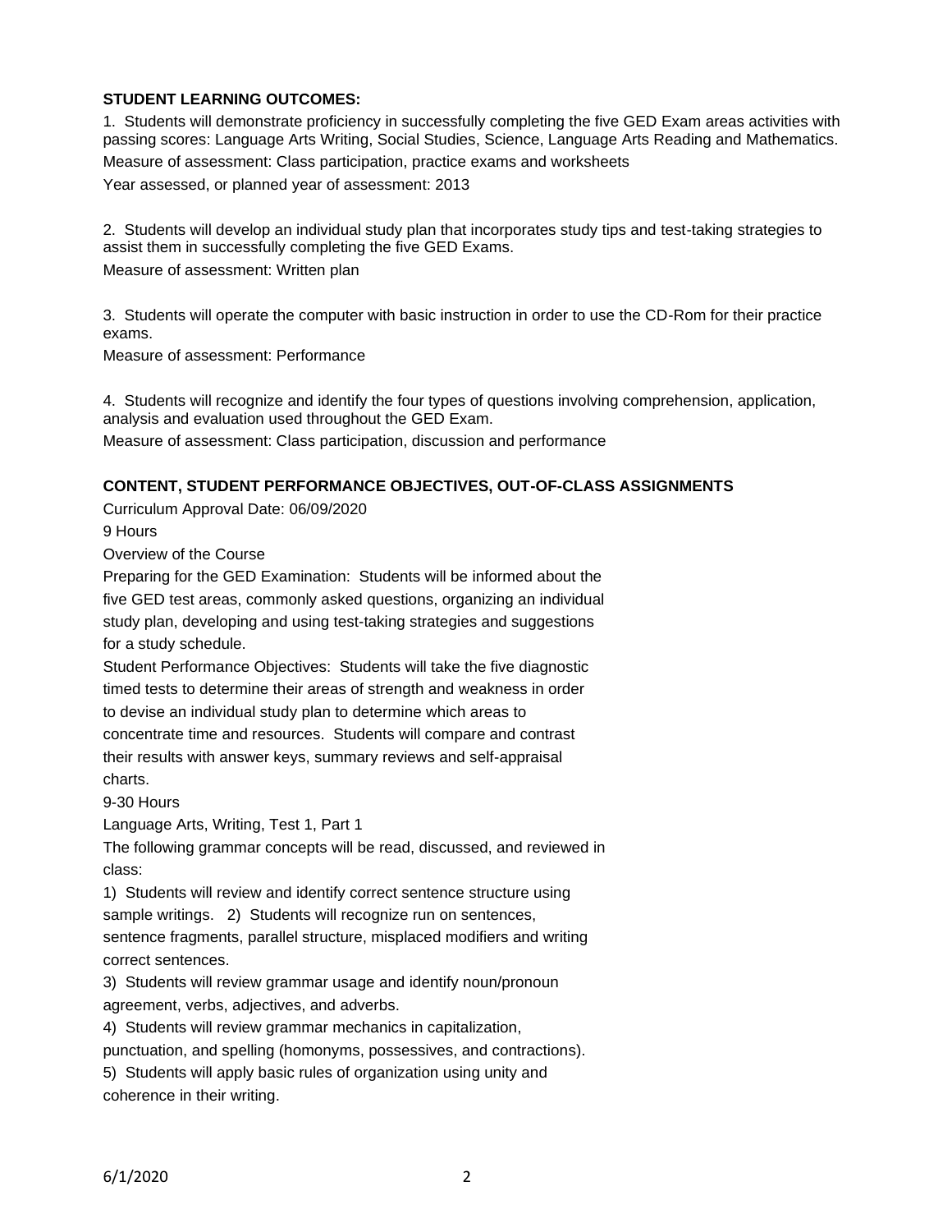**STUDENT LEARNING OUTCOMES:**

1. Students will demonstrate proficiency in successfully completing the five GED Exam areas activities with passing scores: Language Arts Writing, Social Studies, Science, Language Arts Reading and Mathematics.

Measure of assessment: Class participation, practice exams and worksheets

Year assessed, or planned year of assessment: 2013

2. Students will develop an individual study plan that incorporates study tips and test-taking strategies to assist them in successfully completing the five GED Exams.

Measure of assessment: Written plan

3. Students will operate the computer with basic instruction in order to use the CD-Rom for their practice exams.

Measure of assessment: Performance

4. Students will recognize and identify the four types of questions involving comprehension, application, analysis and evaluation used throughout the GED Exam.

Measure of assessment: Class participation, discussion and performance

**CONTENT, STUDENT PERFORMANCE OBJECTIVES, OUT-OF-CLASS ASSIGNMENTS**

Curriculum Approval Date: 06/09/2020

9 Hours

Overview of the Course

Preparing for the GED Examination: Students will be informed about the five GED test areas, commonly asked questions, organizing an individual study plan, developing and using test-taking strategies and suggestions for a study schedule.

Student Performance Objectives: Students will take the five diagnostic timed tests to determine their areas of strength and weakness in order to devise an individual study plan to determine which areas to concentrate time and resources. Students will compare and contrast their results with answer keys, summary reviews and self-appraisal charts.

9-30 Hours

Language Arts, Writing, Test 1, Part 1

The following grammar concepts will be read, discussed, and reviewed in class:

1) Students will review and identify correct sentence structure using sample writings. 2) Students will recognize run on sentences, sentence fragments, parallel structure, misplaced modifiers and writing correct sentences.

3) Students will review grammar usage and identify noun/pronoun agreement, verbs, adjectives, and adverbs.

4) Students will review grammar mechanics in capitalization, punctuation, and spelling (homonyms, possessives, and contractions).

5) Students will apply basic rules of organization using unity and coherence in their writing.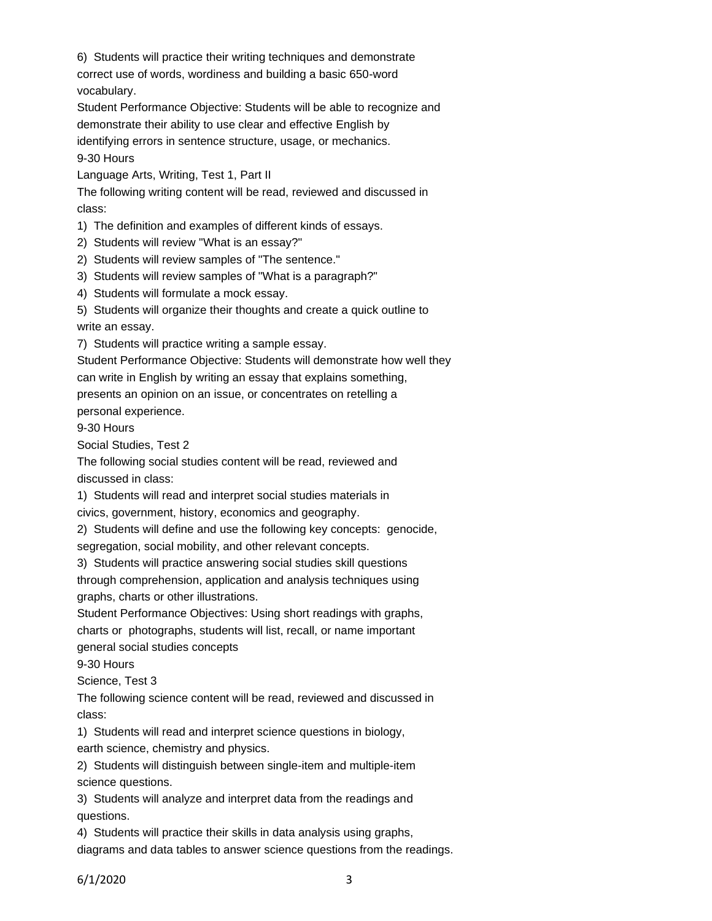6) Students will practice their writing techniques and demonstrate correct use of words, wordiness and building a basic 650-word vocabulary.

Student Performance Objective: Students will be able to recognize and demonstrate their ability to use clear and effective English by identifying errors in sentence structure, usage, or mechanics.

9-30 Hours

Language Arts, Writing, Test 1, Part II

The following writing content will be read, reviewed and discussed in class:

1) The definition and examples of different kinds of essays.

2) Students will review "What is an essay?"

2) Students will review samples of "The sentence."

3) Students will review samples of "What is a paragraph?"

4) Students will formulate a mock essay.

5) Students will organize their thoughts and create a quick outline to write an essay.

7) Students will practice writing a sample essay.

Student Performance Objective: Students will demonstrate how well they can write in English by writing an essay that explains something, presents an opinion on an issue, or concentrates on retelling a personal experience.

9-30 Hours

Social Studies, Test 2

The following social studies content will be read, reviewed and discussed in class:

1) Students will read and interpret social studies materials in civics, government, history, economics and geography.

2) Students will define and use the following key concepts: genocide, segregation, social mobility, and other relevant concepts.

3) Students will practice answering social studies skill questions through comprehension, application and analysis techniques using graphs, charts or other illustrations.

Student Performance Objectives: Using short readings with graphs, charts or photographs, students will list, recall, or name important general social studies concepts

9-30 Hours

Science, Test 3

The following science content will be read, reviewed and discussed in class:

1) Students will read and interpret science questions in biology, earth science, chemistry and physics.

2) Students will distinguish between single-item and multiple-item science questions.

3) Students will analyze and interpret data from the readings and questions.

4) Students will practice their skills in data analysis using graphs, diagrams and data tables to answer science questions from the readings.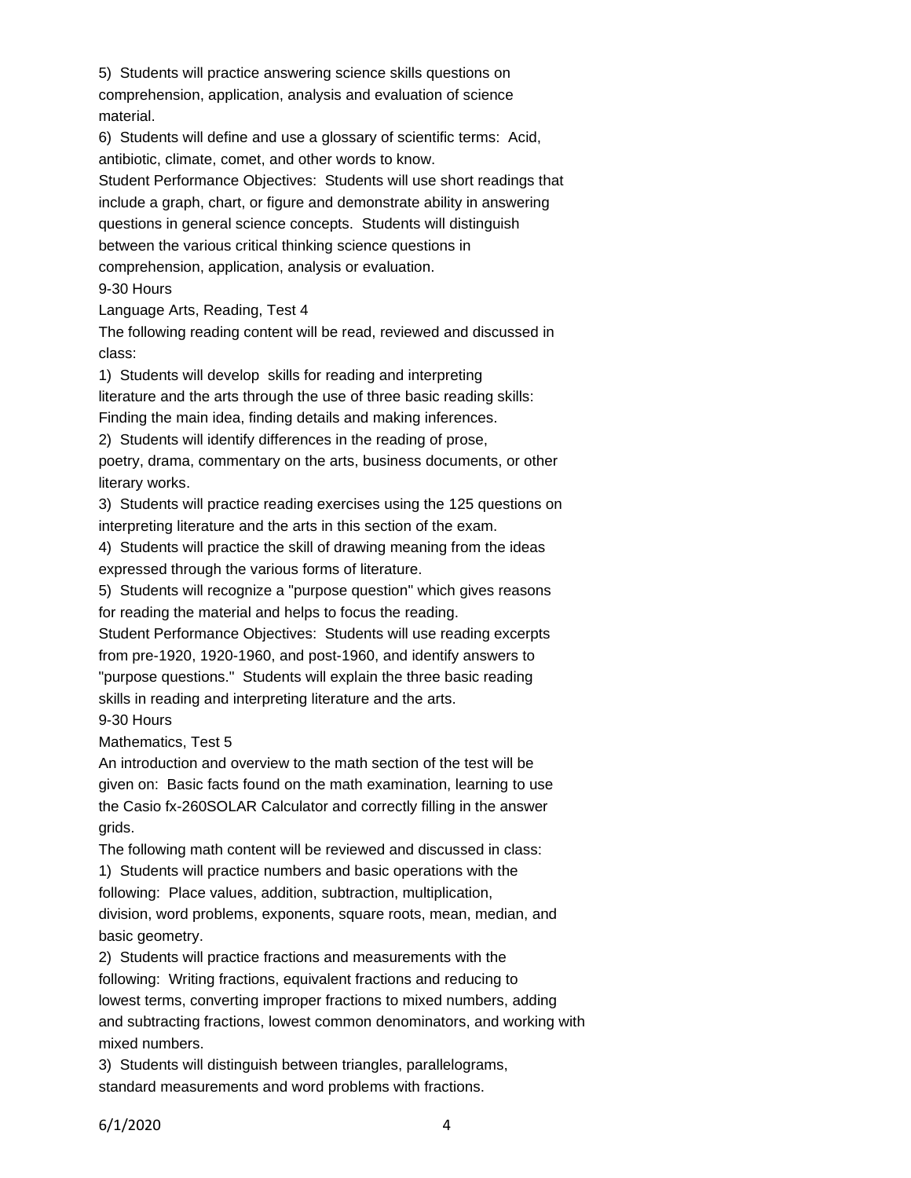5) Students will practice answering science skills questions on comprehension, application, analysis and evaluation of science material.

6) Students will define and use a glossary of scientific terms: Acid, antibiotic, climate, comet, and other words to know.

Student Performance Objectives: Students will use short readings that include a graph, chart, or figure and demonstrate ability in answering questions in general science concepts. Students will distinguish between the various critical thinking science questions in comprehension, application, analysis or evaluation.

9-30 Hours

Language Arts, Reading, Test 4

The following reading content will be read, reviewed and discussed in class:

1) Students will develop skills for reading and interpreting literature and the arts through the use of three basic reading skills: Finding the main idea, finding details and making inferences.

2) Students will identify differences in the reading of prose, poetry, drama, commentary on the arts, business documents, or other literary works.

3) Students will practice reading exercises using the 125 questions on interpreting literature and the arts in this section of the exam.

4) Students will practice the skill of drawing meaning from the ideas expressed through the various forms of literature.

5) Students will recognize a "purpose question" which gives reasons for reading the material and helps to focus the reading.

Student Performance Objectives: Students will use reading excerpts from pre-1920, 1920-1960, and post-1960, and identify answers to "purpose questions." Students will explain the three basic reading skills in reading and interpreting literature and the arts.

9-30 Hours

Mathematics, Test 5

An introduction and overview to the math section of the test will be given on: Basic facts found on the math examination, learning to use the Casio fx-260SOLAR Calculator and correctly filling in the answer grids.

The following math content will be reviewed and discussed in class:

1) Students will practice numbers and basic operations with the following: Place values, addition, subtraction, multiplication, division, word problems, exponents, square roots, mean, median, and basic geometry.

2) Students will practice fractions and measurements with the following: Writing fractions, equivalent fractions and reducing to lowest terms, converting improper fractions to mixed numbers, adding and subtracting fractions, lowest common denominators, and working with mixed numbers.

3) Students will distinguish between triangles, parallelograms, standard measurements and word problems with fractions.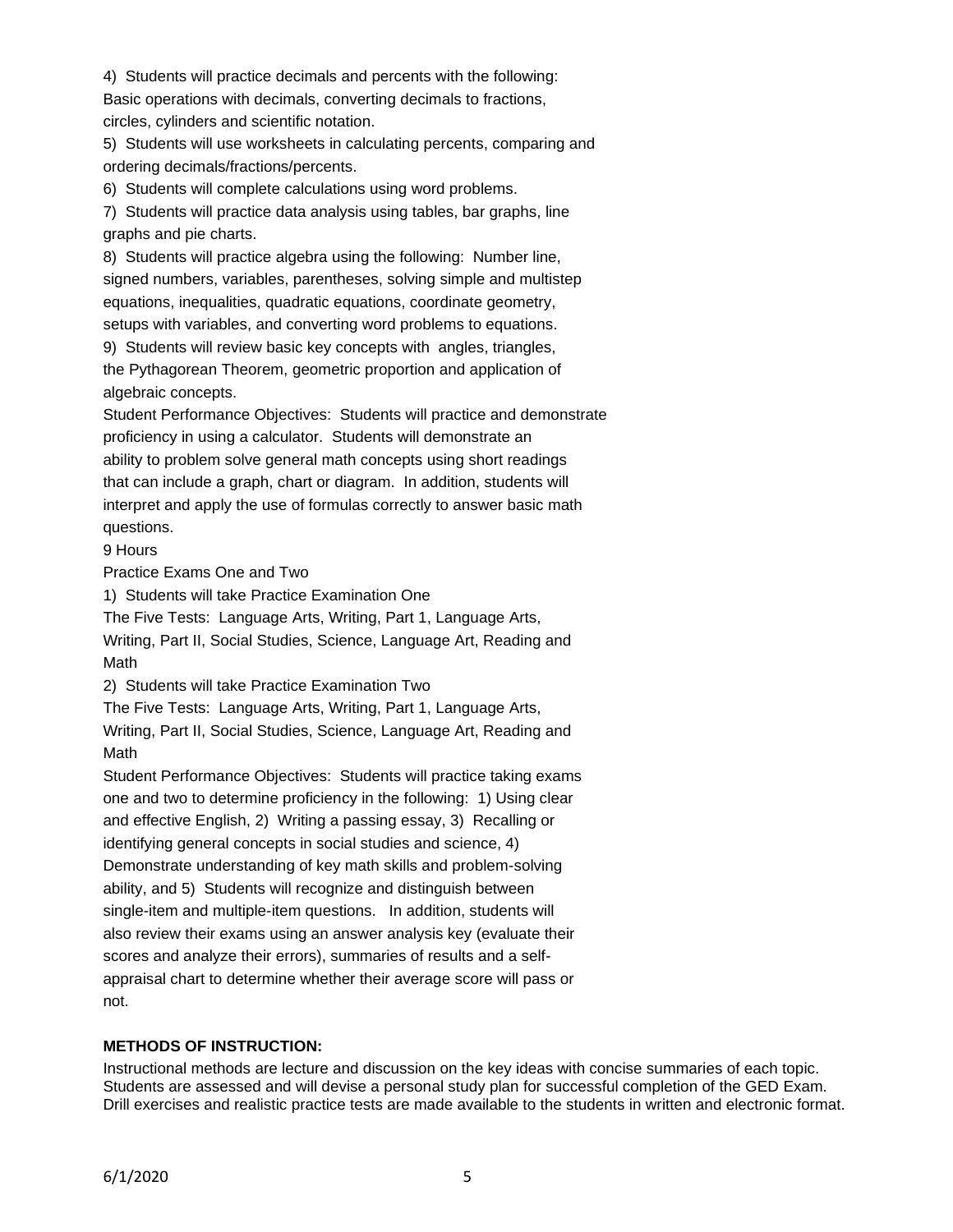4) Students will practice decimals and percents with the following: Basic operations with decimals, converting decimals to fractions, circles, cylinders and scientific notation.

5) Students will use worksheets in calculating percents, comparing and ordering decimals/fractions/percents.

6) Students will complete calculations using word problems.

7) Students will practice data analysis using tables, bar graphs, line graphs and pie charts.

8) Students will practice algebra using the following: Number line, signed numbers, variables, parentheses, solving simple and multistep equations, inequalities, quadratic equations, coordinate geometry, setups with variables, and converting word problems to equations.

9) Students will review basic key concepts with angles, triangles, the Pythagorean Theorem, geometric proportion and application of algebraic concepts.

Student Performance Objectives: Students will practice and demonstrate proficiency in using a calculator. Students will demonstrate an ability to problem solve general math concepts using short readings that can include a graph, chart or diagram. In addition, students will interpret and apply the use of formulas correctly to answer basic math questions.

9 Hours

Practice Exams One and Two

1) Students will take Practice Examination One
The Five Tests: Language Arts, Writing, Part 1, Language Arts, Writing, Part II, Social Studies, Science, Language Art, Reading and Math

2) Students will take Practice Examination Two
The Five Tests: Language Arts, Writing, Part 1, Language Arts, Writing, Part II, Social Studies, Science, Language Art, Reading and Math

Student Performance Objectives: Students will practice taking exams one and two to determine proficiency in the following: 1) Using clear and effective English, 2) Writing a passing essay, 3) Recalling or identifying general concepts in social studies and science, 4) Demonstrate understanding of key math skills and problem-solving ability, and 5) Students will recognize and distinguish between single-item and multiple-item questions. In addition, students will also review their exams using an answer analysis key (evaluate their scores and analyze their errors), summaries of results and a self-appraisal chart to determine whether their average score will pass or not.

**METHODS OF INSTRUCTION:**

Instructional methods are lecture and discussion on the key ideas with concise summaries of each topic. Students are assessed and will devise a personal study plan for successful completion of the GED Exam. Drill exercises and realistic practice tests are made available to the students in written and electronic format.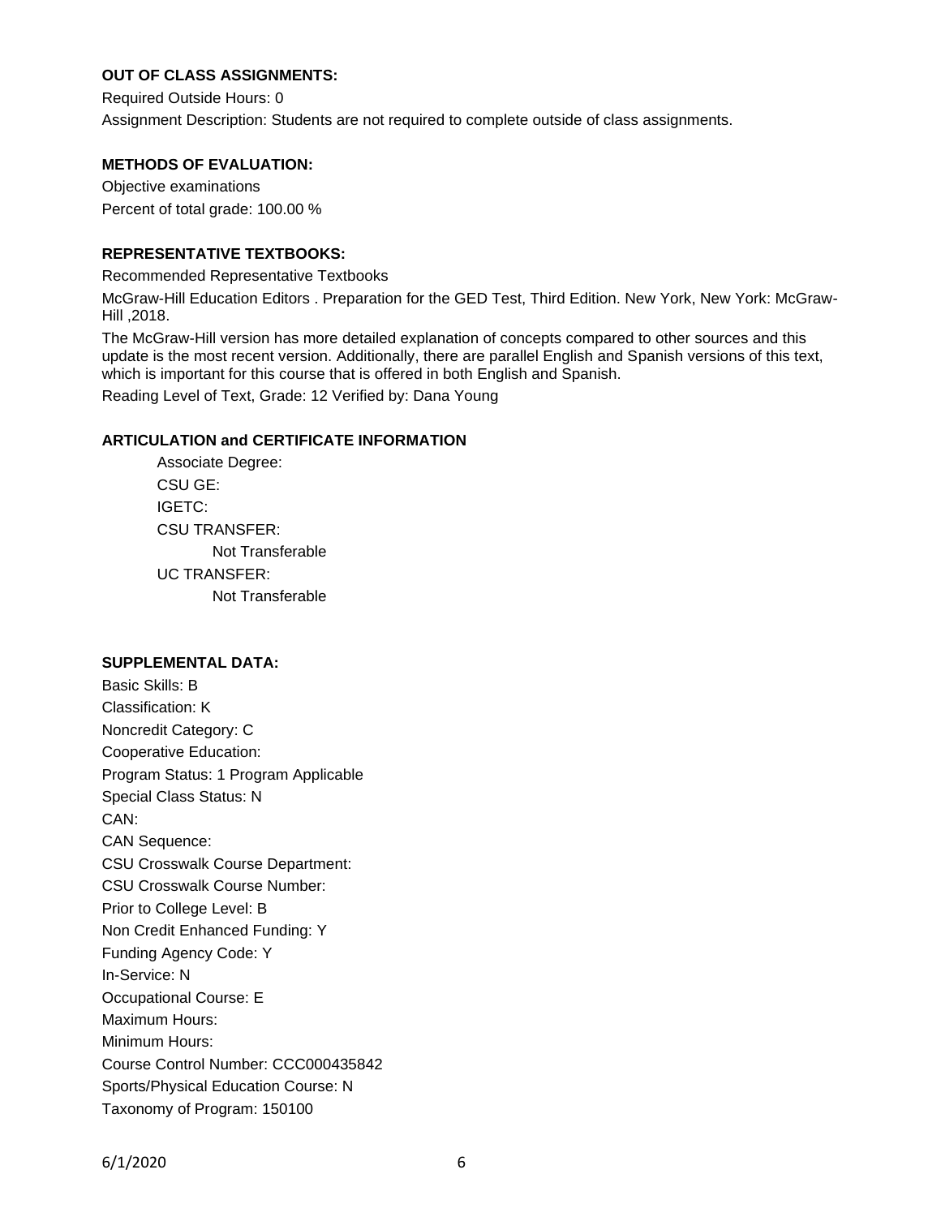**OUT OF CLASS ASSIGNMENTS:**

Required Outside Hours: 0

Assignment Description: Students are not required to complete outside of class assignments.

**METHODS OF EVALUATION:**

Objective examinations

Percent of total grade: 100.00 %

**REPRESENTATIVE TEXTBOOKS:**

Recommended Representative Textbooks

McGraw-Hill Education Editors . Preparation for the GED Test, Third Edition. New York, New York: McGraw-Hill ,2018.

The McGraw-Hill version has more detailed explanation of concepts compared to other sources and this update is the most recent version. Additionally, there are parallel English and Spanish versions of this text, which is important for this course that is offered in both English and Spanish.

Reading Level of Text, Grade: 12 Verified by: Dana Young

**ARTICULATION and CERTIFICATE INFORMATION**

Associate Degree:

CSU GE:

IGETC:

CSU TRANSFER:

Not Transferable

UC TRANSFER:

Not Transferable

**SUPPLEMENTAL DATA:**

Basic Skills: B

Classification: K

Noncredit Category: C

Cooperative Education:

Program Status: 1 Program Applicable

Special Class Status: N

CAN:

CAN Sequence:

CSU Crosswalk Course Department:

CSU Crosswalk Course Number:

Prior to College Level: B

Non Credit Enhanced Funding: Y

Funding Agency Code: Y

In-Service: N

Occupational Course: E

Maximum Hours:

Minimum Hours:

Course Control Number: CCC000435842

Sports/Physical Education Course: N

Taxonomy of Program: 150100